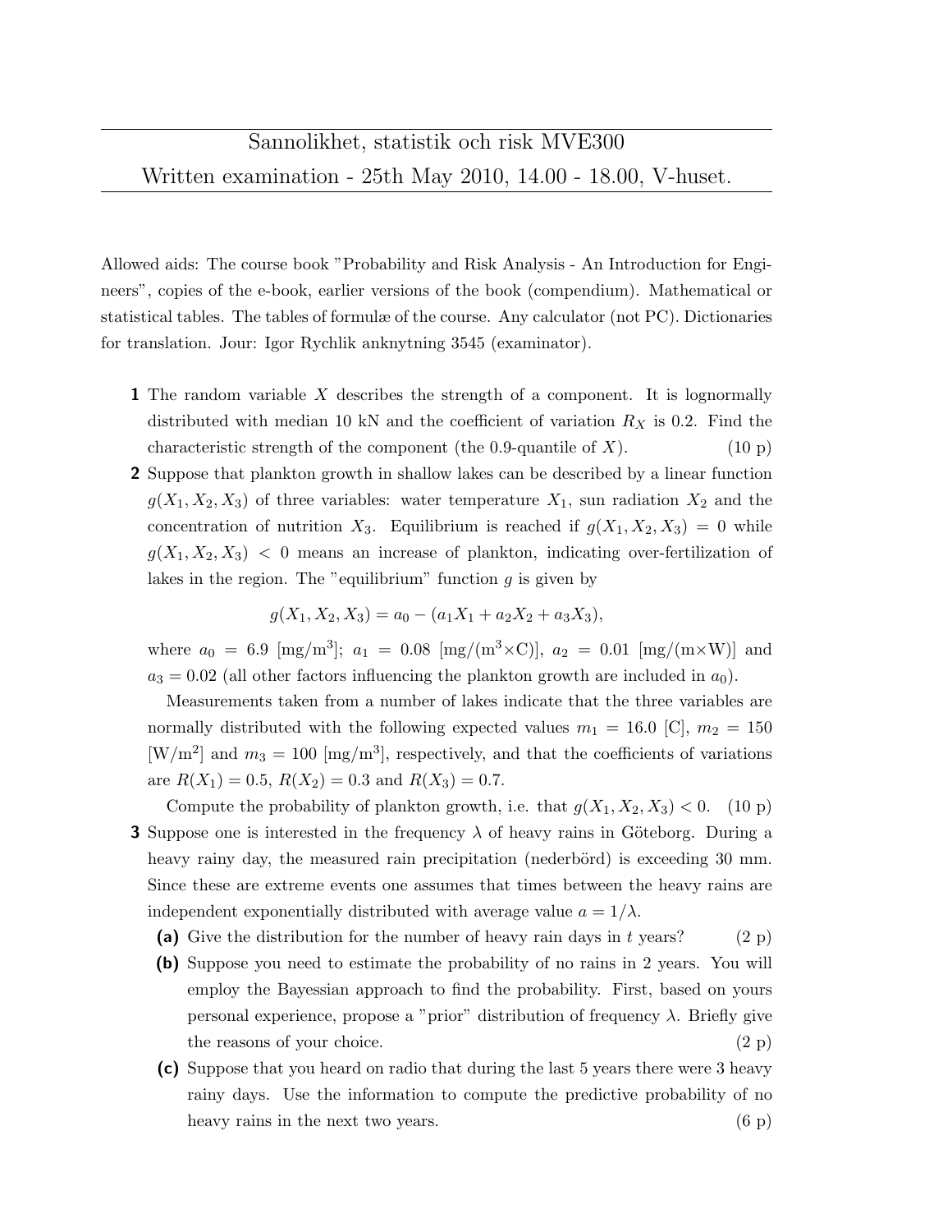# Sannolikhet, statistik och risk MVE300

## Written examination - 25th May 2010, 14.00 - 18.00, V-huset.

Allowed aids: The course book "Probability and Risk Analysis - An Introduction for Engineers", copies of the e-book, earlier versions of the book (compendium). Mathematical or statistical tables. The tables of formulæ of the course. Any calculator (not PC). Dictionaries for translation. Jour: Igor Rychlik anknytning 3545 (examinator).

**1** The random variable $X$ describes the strength of a component. It is lognormally distributed with median 10 kN and the coefficient of variation $R_X$ is 0.2. Find the characteristic strength of the component (the 0.9-quantile of $X$). (10 p)

**2** Suppose that plankton growth in shallow lakes can be described by a linear function $g(X_1, X_2, X_3)$ of three variables: water temperature $X_1$, sun radiation $X_2$ and the concentration of nutrition $X_3$. Equilibrium is reached if $g(X_1, X_2, X_3) = 0$ while $g(X_1, X_2, X_3) < 0$ means an increase of plankton, indicating over-fertilization of lakes in the region. The "equilibrium" function $g$ is given by

$$g(X_1, X_2, X_3) = a_0 - (a_1 X_1 + a_2 X_2 + a_3 X_3),$$

where $a_0 = 6.9$ [mg/m$^3$]; $a_1 = 0.08$ [mg/(m$^3$×C)], $a_2 = 0.01$ [mg/(m×W)] and $a_3 = 0.02$ (all other factors influencing the plankton growth are included in $a_0$).

Measurements taken from a number of lakes indicate that the three variables are normally distributed with the following expected values $m_1 = 16.0$ [C], $m_2 = 150$ [W/m$^2$] and $m_3 = 100$ [mg/m$^3$], respectively, and that the coefficients of variations are $R(X_1) = 0.5$, $R(X_2) = 0.3$ and $R(X_3) = 0.7$.

Compute the probability of plankton growth, i.e. that $g(X_1, X_2, X_3) < 0$. (10 p)

**3** Suppose one is interested in the frequency $\lambda$ of heavy rains in Göteborg. During a heavy rainy day, the measured rain precipitation (nederbörd) is exceeding 30 mm. Since these are extreme events one assumes that times between the heavy rains are independent exponentially distributed with average value $a = 1/\lambda$.

**(a)** Give the distribution for the number of heavy rain days in $t$ years? (2 p)

**(b)** Suppose you need to estimate the probability of no rains in 2 years. You will employ the Bayessian approach to find the probability. First, based on yours personal experience, propose a "prior" distribution of frequency $\lambda$. Briefly give the reasons of your choice. (2 p)

**(c)** Suppose that you heard on radio that during the last 5 years there were 3 heavy rainy days. Use the information to compute the predictive probability of no heavy rains in the next two years. (6 p)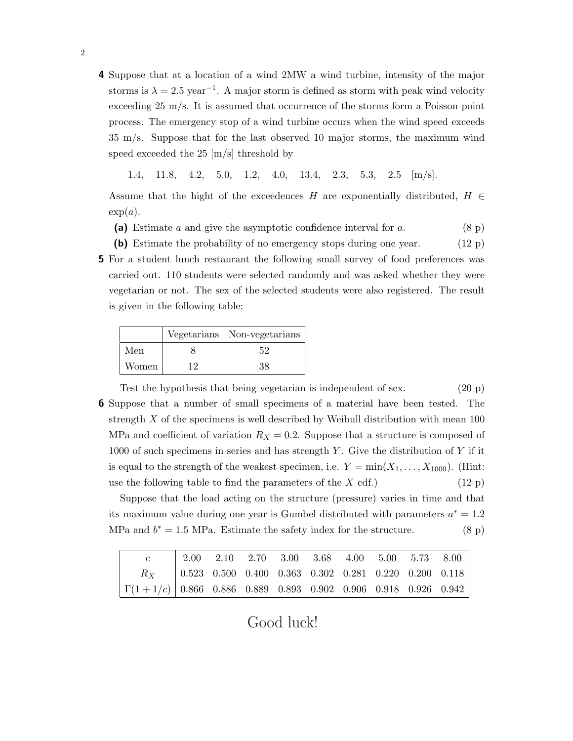**4** Suppose that at a location of a wind 2MW a wind turbine, intensity of the major storms is $\lambda = 2.5$ year$^{-1}$. A major storm is defined as storm with peak wind velocity exceeding 25 m/s. It is assumed that occurrence of the storms form a Poisson point process. The emergency stop of a wind turbine occurs when the wind speed exceeds 35 m/s. Suppose that for the last observed 10 major storms, the maximum wind speed exceeded the 25 [m/s] threshold by

1.4, 11.8, 4.2, 5.0, 1.2, 4.0, 13.4, 2.3, 5.3, 2.5 [m/s].

Assume that the hight of the exceedences $H$ are exponentially distributed, $H \in \exp(a)$.

**(a)** Estimate $a$ and give the asymptotic confidence interval for $a$. (8 p)

**(b)** Estimate the probability of no emergency stops during one year. (12 p)

**5** For a student lunch restaurant the following small survey of food preferences was carried out. 110 students were selected randomly and was asked whether they were vegetarian or not. The sex of the selected students were also registered. The result is given in the following table;

| | Vegetarians | Non-vegetarians |
|---|---|---|
| Men | 8 | 52 |
| Women | 12 | 38 |

Test the hypothesis that being vegetarian is independent of sex. (20 p)

**6** Suppose that a number of small specimens of a material have been tested. The strength $X$ of the specimens is well described by Weibull distribution with mean 100 MPa and coefficient of variation $R_X = 0.2$. Suppose that a structure is composed of 1000 of such specimens in series and has strength $Y$. Give the distribution of $Y$ if it is equal to the strength of the weakest specimen, i.e. $Y = \min(X_1, \ldots, X_{1000})$. (Hint: use the following table to find the parameters of the $X$ cdf.) (12 p)

Suppose that the load acting on the structure (pressure) varies in time and that its maximum value during one year is Gumbel distributed with parameters $a^* = 1.2$ MPa and $b^* = 1.5$ MPa. Estimate the safety index for the structure. (8 p)

| c | 2.00 | 2.10 | 2.70 | 3.00 | 3.68 | 4.00 | 5.00 | 5.73 | 8.00 |
|---|---|---|---|---|---|---|---|---|---|
| $R_X$ | 0.523 | 0.500 | 0.400 | 0.363 | 0.302 | 0.281 | 0.220 | 0.200 | 0.118 |
| $\Gamma(1 + 1/c)$ | 0.866 | 0.886 | 0.889 | 0.893 | 0.902 | 0.906 | 0.918 | 0.926 | 0.942 |

Good luck!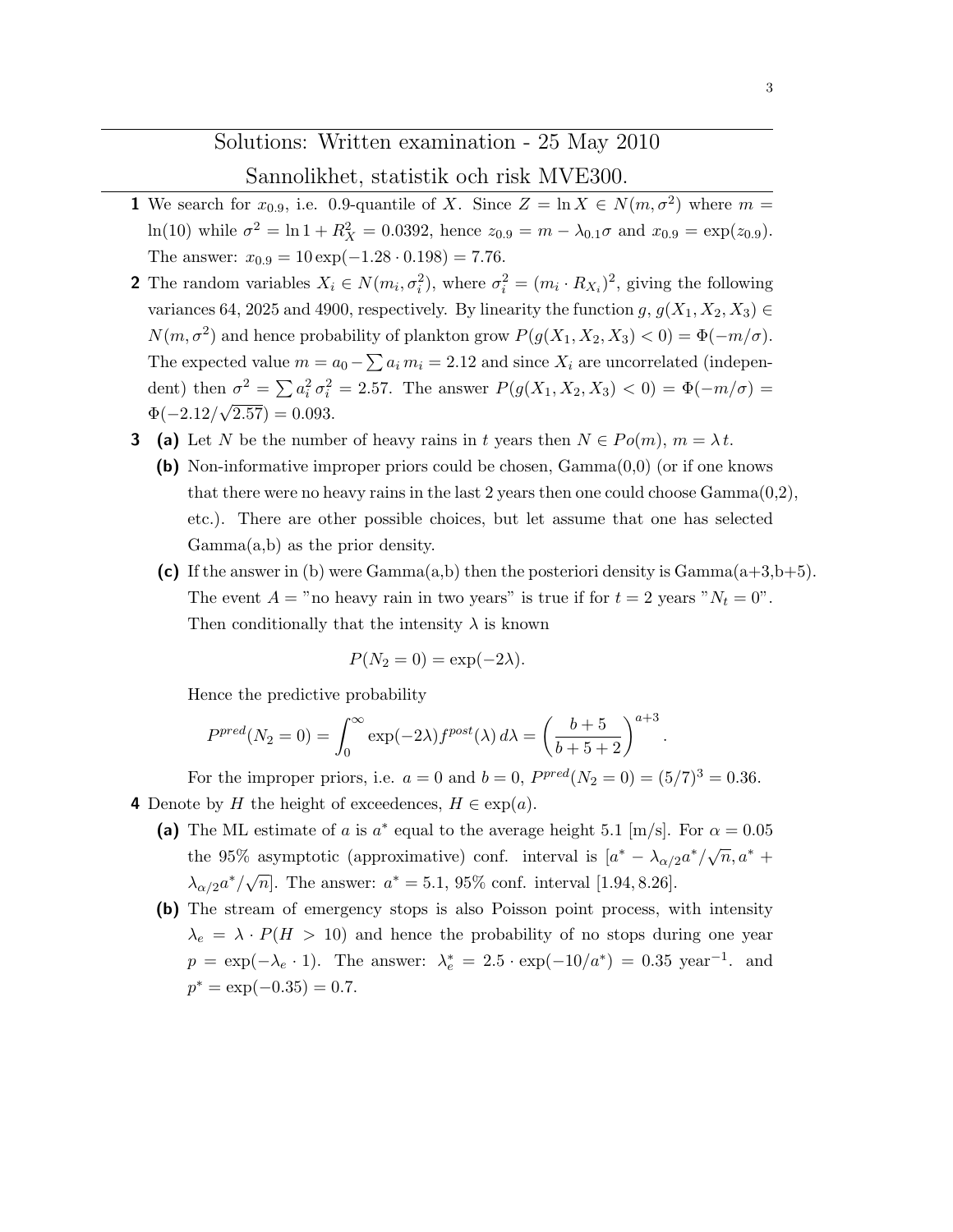# Solutions: Written examination - 25 May 2010

## Sannolikhet, statistik och risk MVE300.

**1** We search for $x_{0.9}$, i.e. 0.9-quantile of $X$. Since $Z = \ln X \in N(m, \sigma^2)$ where $m = \ln(10)$ while $\sigma^2 = \ln 1 + R_X^2 = 0.0392$, hence $z_{0.9} = m - \lambda_{0.1}\sigma$ and $x_{0.9} = \exp(z_{0.9})$. The answer: $x_{0.9} = 10\exp(-1.28 \cdot 0.198) = 7.76$.

**2** The random variables $X_i \in N(m_i, \sigma_i^2)$, where $\sigma_i^2 = (m_i \cdot R_{X_i})^2$, giving the following variances 64, 2025 and 4900, respectively. By linearity the function $g$, $g(X_1, X_2, X_3) \in N(m, \sigma^2)$ and hence probability of plankton grow $P(g(X_1, X_2, X_3) < 0) = \Phi(-m/\sigma)$. The expected value $m = a_0 - \sum a_i\, m_i = 2.12$ and since $X_i$ are uncorrelated (independent) then $\sigma^2 = \sum a_i^2\, \sigma_i^2 = 2.57$. The answer $P(g(X_1, X_2, X_3) < 0) = \Phi(-m/\sigma) = \Phi(-2.12/\sqrt{2.57}) = 0.093$.

**3**

**(a)** Let $N$ be the number of heavy rains in $t$ years then $N \in Po(m)$, $m = \lambda\, t$.

**(b)** Non-informative improper priors could be chosen, Gamma(0,0) (or if one knows that there were no heavy rains in the last 2 years then one could choose Gamma(0,2), etc.). There are other possible choices, but let assume that one has selected Gamma(a,b) as the prior density.

**(c)** If the answer in (b) were Gamma(a,b) then the posteriori density is Gamma(a+3,b+5). The event $A$ = "no heavy rain in two years" is true if for $t = 2$ years "$N_t = 0$". Then conditionally that the intensity $\lambda$ is known

$$P(N_2 = 0) = \exp(-2\lambda).$$

Hence the predictive probability

$$P^{pred}(N_2 = 0) = \int_0^\infty \exp(-2\lambda) f^{post}(\lambda)\, d\lambda = \left(\frac{b+5}{b+5+2}\right)^{a+3}.$$

For the improper priors, i.e. $a = 0$ and $b = 0$, $P^{pred}(N_2 = 0) = (5/7)^3 = 0.36$.

**4** Denote by $H$ the height of exceedences, $H \in \exp(a)$.

**(a)** The ML estimate of $a$ is $a^*$ equal to the average height 5.1 [m/s]. For $\alpha = 0.05$ the 95% asymptotic (approximative) conf. interval is $[a^* - \lambda_{\alpha/2} a^*/\sqrt{n}, a^* + \lambda_{\alpha/2} a^*/\sqrt{n}]$. The answer: $a^* = 5.1$, 95% conf. interval $[1.94, 8.26]$.

**(b)** The stream of emergency stops is also Poisson point process, with intensity $\lambda_e = \lambda \cdot P(H > 10)$ and hence the probability of no stops during one year $p = \exp(-\lambda_e \cdot 1)$. The answer: $\lambda_e^* = 2.5 \cdot \exp(-10/a^*) = 0.35$ year$^{-1}$. and $p^* = \exp(-0.35) = 0.7$.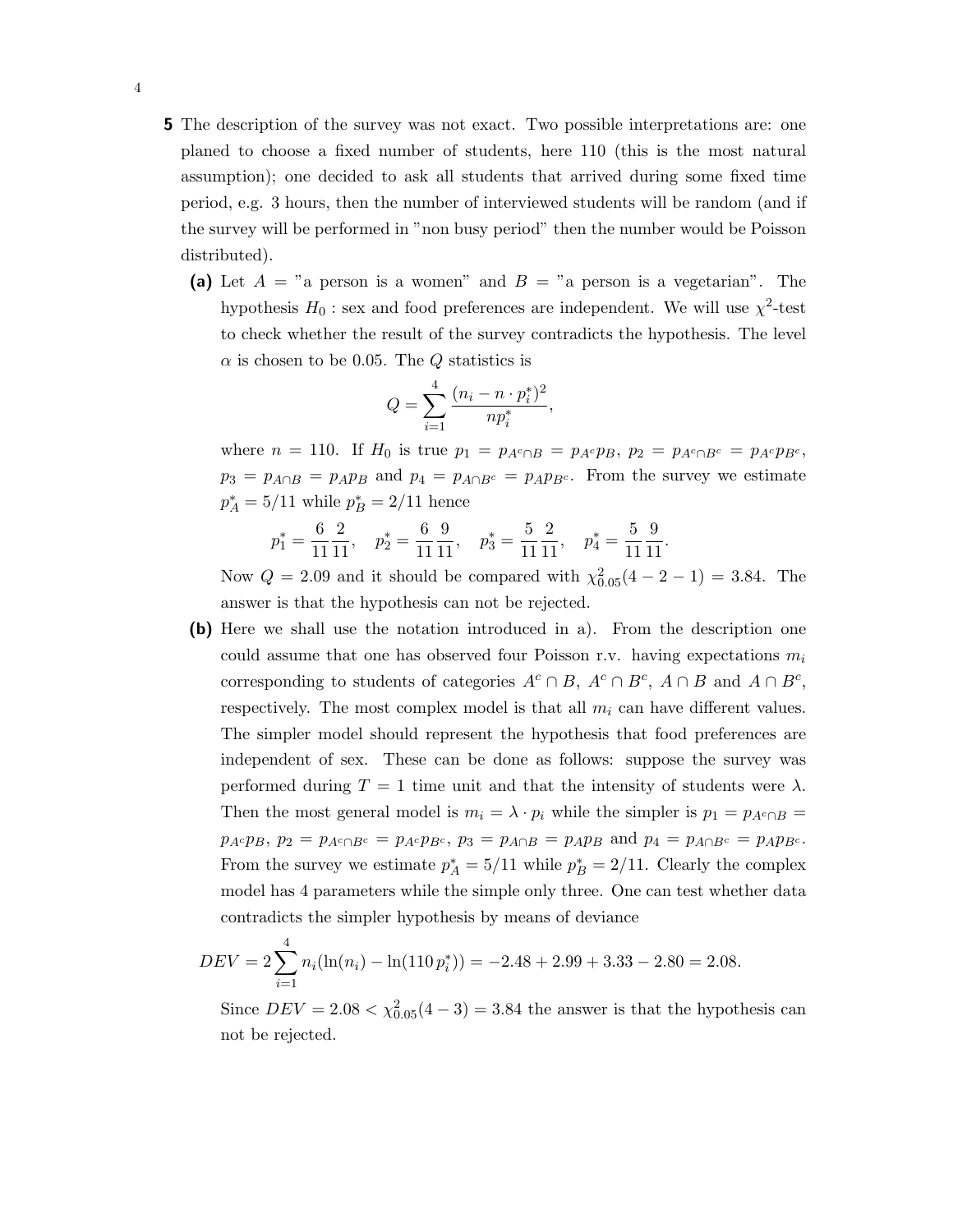**5** The description of the survey was not exact. Two possible interpretations are: one planed to choose a fixed number of students, here 110 (this is the most natural assumption); one decided to ask all students that arrived during some fixed time period, e.g. 3 hours, then the number of interviewed students will be random (and if the survey will be performed in "non busy period" then the number would be Poisson distributed).

**(a)** Let $A$ = "a person is a women" and $B$ = "a person is a vegetarian". The hypothesis $H_0$ : sex and food preferences are independent. We will use $\chi^2$-test to check whether the result of the survey contradicts the hypothesis. The level $\alpha$ is chosen to be 0.05. The $Q$ statistics is

$$Q = \sum_{i=1}^{4} \frac{(n_i - n \cdot p_i^*)^2}{np_i^*},$$

where $n = 110$. If $H_0$ is true $p_1 = p_{A^c \cap B} = p_{A^c} p_B$, $p_2 = p_{A^c \cap B^c} = p_{A^c} p_{B^c}$, $p_3 = p_{A \cap B} = p_A p_B$ and $p_4 = p_{A \cap B^c} = p_A p_{B^c}$. From the survey we estimate $p_A^* = 5/11$ while $p_B^* = 2/11$ hence

$$p_1^* = \frac{6}{11}\frac{2}{11}, \quad p_2^* = \frac{6}{11}\frac{9}{11}, \quad p_3^* = \frac{5}{11}\frac{2}{11}, \quad p_4^* = \frac{5}{11}\frac{9}{11}.$$

Now $Q = 2.09$ and it should be compared with $\chi^2_{0.05}(4-2-1) = 3.84$. The answer is that the hypothesis can not be rejected.

**(b)** Here we shall use the notation introduced in a). From the description one could assume that one has observed four Poisson r.v. having expectations $m_i$ corresponding to students of categories $A^c \cap B$, $A^c \cap B^c$, $A \cap B$ and $A \cap B^c$, respectively. The most complex model is that all $m_i$ can have different values. The simpler model should represent the hypothesis that food preferences are independent of sex. These can be done as follows: suppose the survey was performed during $T = 1$ time unit and that the intensity of students were $\lambda$. Then the most general model is $m_i = \lambda \cdot p_i$ while the simpler is $p_1 = p_{A^c \cap B} = p_{A^c} p_B$, $p_2 = p_{A^c \cap B^c} = p_{A^c} p_{B^c}$, $p_3 = p_{A \cap B} = p_A p_B$ and $p_4 = p_{A \cap B^c} = p_A p_{B^c}$. From the survey we estimate $p_A^* = 5/11$ while $p_B^* = 2/11$. Clearly the complex model has 4 parameters while the simple only three. One can test whether data contradicts the simpler hypothesis by means of deviance

$$DEV = 2\sum_{i=1}^{4} n_i(\ln(n_i) - \ln(110\, p_i^*)) = -2.48 + 2.99 + 3.33 - 2.80 = 2.08.$$

Since $DEV = 2.08 < \chi^2_{0.05}(4-3) = 3.84$ the answer is that the hypothesis can not be rejected.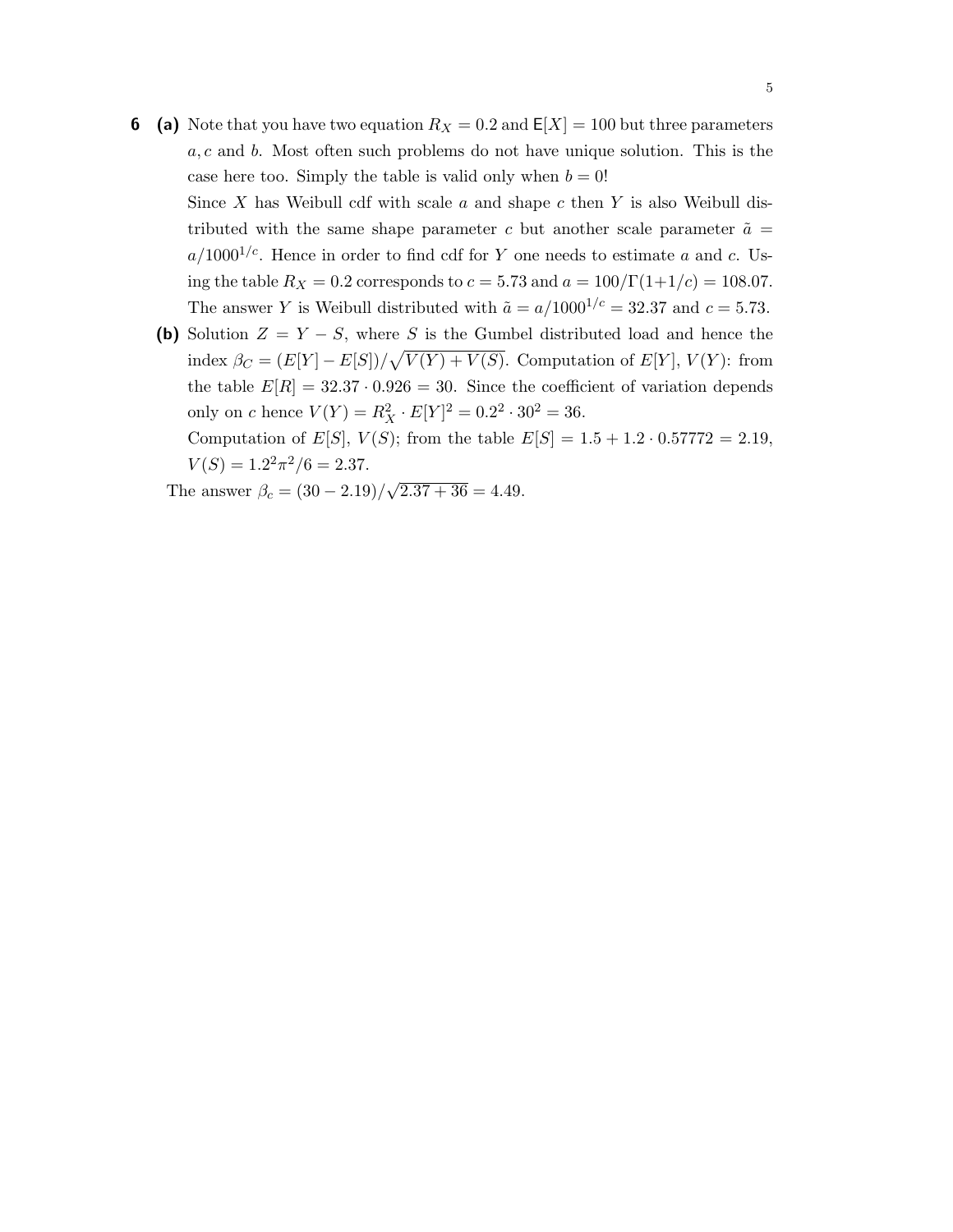**6** **(a)** Note that you have two equation $R_X = 0.2$ and $\mathsf{E}[X] = 100$ but three parameters $a, c$ and $b$. Most often such problems do not have unique solution. This is the case here too. Simply the table is valid only when $b = 0$!

Since $X$ has Weibull cdf with scale $a$ and shape $c$ then $Y$ is also Weibull distributed with the same shape parameter $c$ but another scale parameter $\tilde{a} = a/1000^{1/c}$. Hence in order to find cdf for $Y$ one needs to estimate $a$ and $c$. Using the table $R_X = 0.2$ corresponds to $c = 5.73$ and $a = 100/\Gamma(1+1/c) = 108.07$. The answer $Y$ is Weibull distributed with $\tilde{a} = a/1000^{1/c} = 32.37$ and $c = 5.73$.

**(b)** Solution $Z = Y - S$, where $S$ is the Gumbel distributed load and hence the index $\beta_C = (E[Y] - E[S])/\sqrt{V(Y) + V(S)}$. Computation of $E[Y]$, $V(Y)$: from the table $E[R] = 32.37 \cdot 0.926 = 30$. Since the coefficient of variation depends only on $c$ hence $V(Y) = R_X^2 \cdot E[Y]^2 = 0.2^2 \cdot 30^2 = 36$.

Computation of $E[S]$, $V(S)$; from the table $E[S] = 1.5 + 1.2 \cdot 0.57772 = 2.19$, $V(S) = 1.2^2\pi^2/6 = 2.37$.

The answer $\beta_c = (30 - 2.19)/\sqrt{2.37 + 36} = 4.49$.